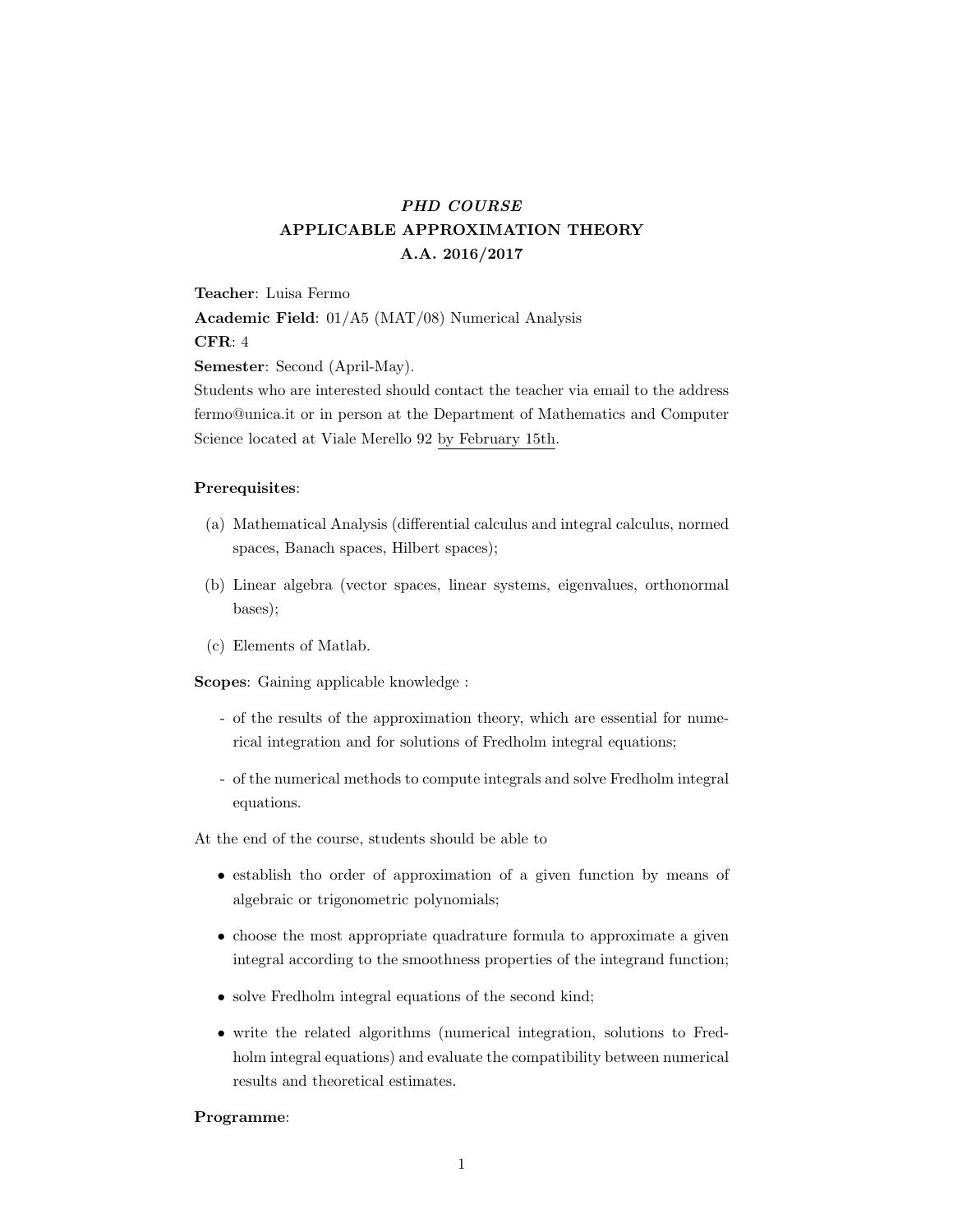# *PHD COURSE*
# APPLICABLE APPROXIMATION THEORY
# A.A. 2016/2017

**Teacher**: Luisa Fermo

**Academic Field**: 01/A5 (MAT/08) Numerical Analysis

**CFR**: 4

**Semester**: Second (April-May).

Students who are interested should contact the teacher via email to the address fermo@unica.it or in person at the Department of Mathematics and Computer Science located at Viale Merello 92 by February 15th.

**Prerequisites**:

(a) Mathematical Analysis (differential calculus and integral calculus, normed spaces, Banach spaces, Hilbert spaces);

(b) Linear algebra (vector spaces, linear systems, eigenvalues, orthonormal bases);

(c) Elements of Matlab.

**Scopes**: Gaining applicable knowledge :

- of the results of the approximation theory, which are essential for numerical integration and for solutions of Fredholm integral equations;
- of the numerical methods to compute integrals and solve Fredholm integral equations.

At the end of the course, students should be able to

- establish tho order of approximation of a given function by means of algebraic or trigonometric polynomials;
- choose the most appropriate quadrature formula to approximate a given integral according to the smoothness properties of the integrand function;
- solve Fredholm integral equations of the second kind;
- write the related algorithms (numerical integration, solutions to Fredholm integral equations) and evaluate the compatibility between numerical results and theoretical estimates.

**Programme**: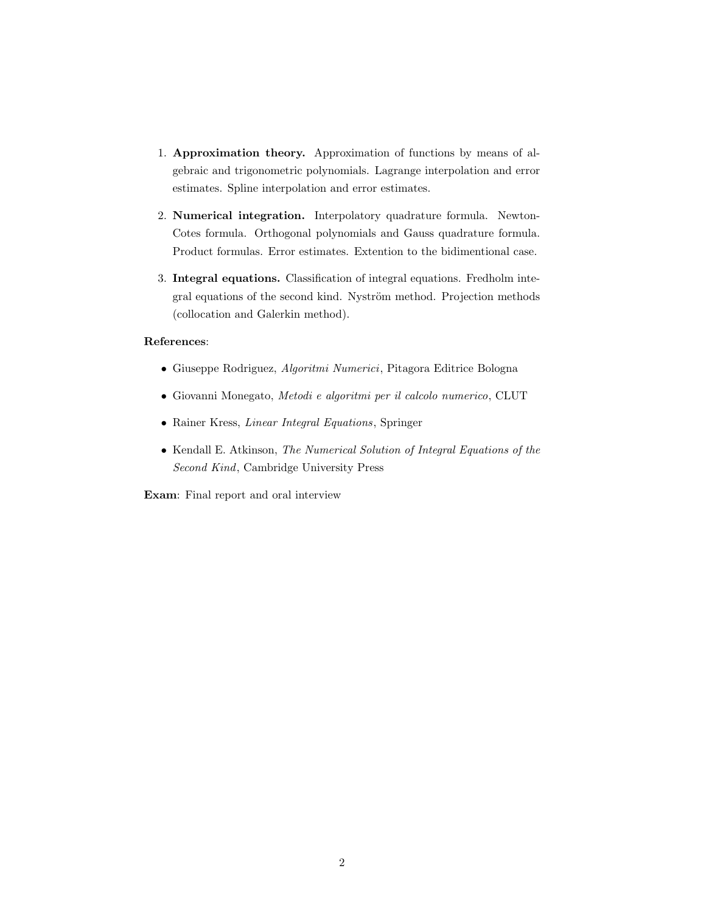1. **Approximation theory.** Approximation of functions by means of algebraic and trigonometric polynomials. Lagrange interpolation and error estimates. Spline interpolation and error estimates.

2. **Numerical integration.** Interpolatory quadrature formula. Newton-Cotes formula. Orthogonal polynomials and Gauss quadrature formula. Product formulas. Error estimates. Extention to the bidimentional case.

3. **Integral equations.** Classification of integral equations. Fredholm integral equations of the second kind. Nyström method. Projection methods (collocation and Galerkin method).

**References**:

- Giuseppe Rodriguez, *Algoritmi Numerici*, Pitagora Editrice Bologna
- Giovanni Monegato, *Metodi e algoritmi per il calcolo numerico*, CLUT
- Rainer Kress, *Linear Integral Equations*, Springer
- Kendall E. Atkinson, *The Numerical Solution of Integral Equations of the Second Kind*, Cambridge University Press

**Exam**: Final report and oral interview